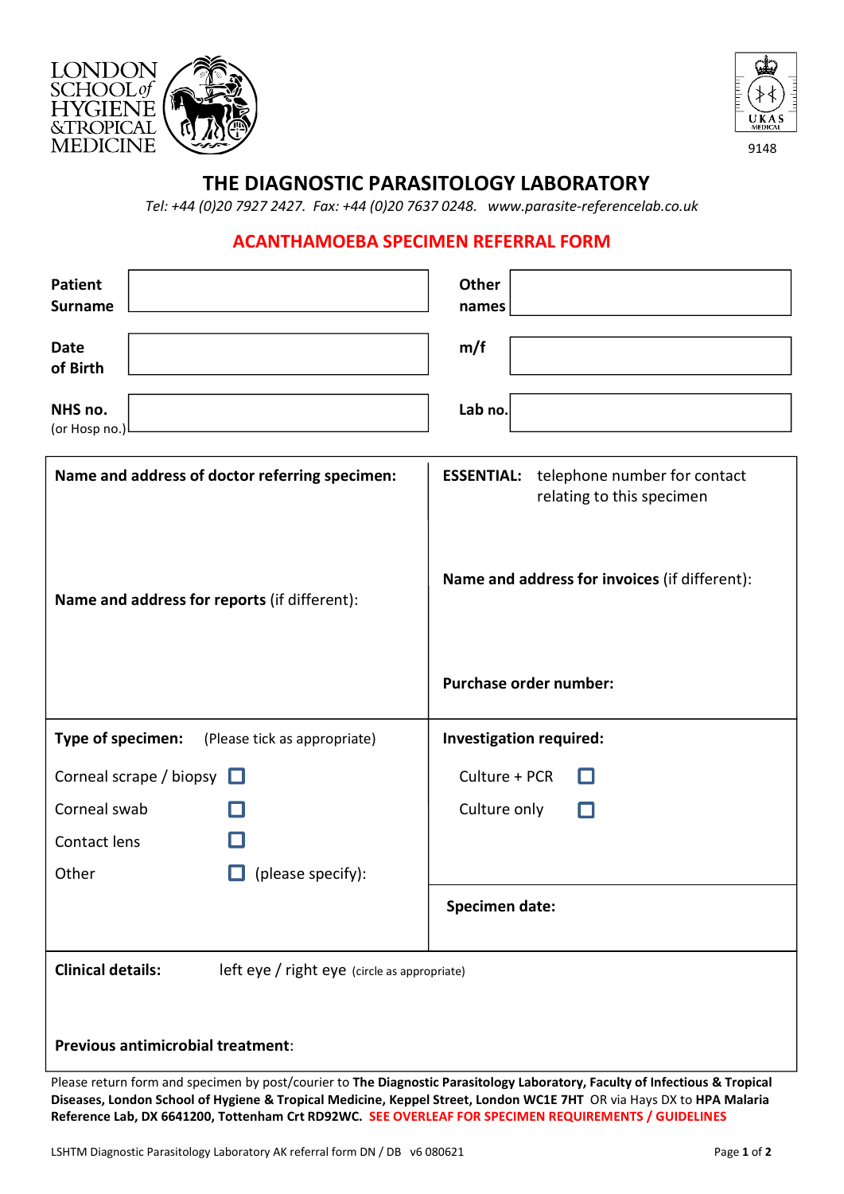LONDON SCHOOL of HYGIENE &TROPICAL MEDICINE

UKAS MEDICAL 9148

# THE DIAGNOSTIC PARASITOLOGY LABORATORY

*Tel: +44 (0)20 7927 2427. Fax: +44 (0)20 7637 0248. www.parasite-referencelab.co.uk*

## ACANTHAMOEBA SPECIMEN REFERRAL FORM

| | | | |
|---|---|---|---|
| **Patient Surname** | | **Other names** | |
| **Date of Birth** | | **m/f** | |
| **NHS no.** (or Hosp no.) | | **Lab no.** | |

| | |
|---|---|
| **Name and address of doctor referring specimen:** | **ESSENTIAL:** telephone number for contact relating to this specimen |
| **Name and address for reports** (if different): | **Name and address for invoices** (if different): |
| | **Purchase order number:** |

| | |
|---|---|
| **Type of specimen:** (Please tick as appropriate) | **Investigation required:** |
| Corneal scrape / biopsy ☐ | Culture + PCR ☐ |
| Corneal swab ☐ | Culture only ☐ |
| Contact lens ☐ | |
| Other ☐ (please specify): | **Specimen date:** |

**Clinical details:** left eye / right eye (circle as appropriate)

**Previous antimicrobial treatment**:

Please return form and specimen by post/courier to **The Diagnostic Parasitology Laboratory, Faculty of Infectious & Tropical Diseases, London School of Hygiene & Tropical Medicine, Keppel Street, London WC1E 7HT** OR via Hays DX to **HPA Malaria Reference Lab, DX 6641200, Tottenham Crt RD92WC.** SEE OVERLEAF FOR SPECIMEN REQUIREMENTS / GUIDELINES

LSHTM Diagnostic Parasitology Laboratory AK referral form DN / DB v6 080621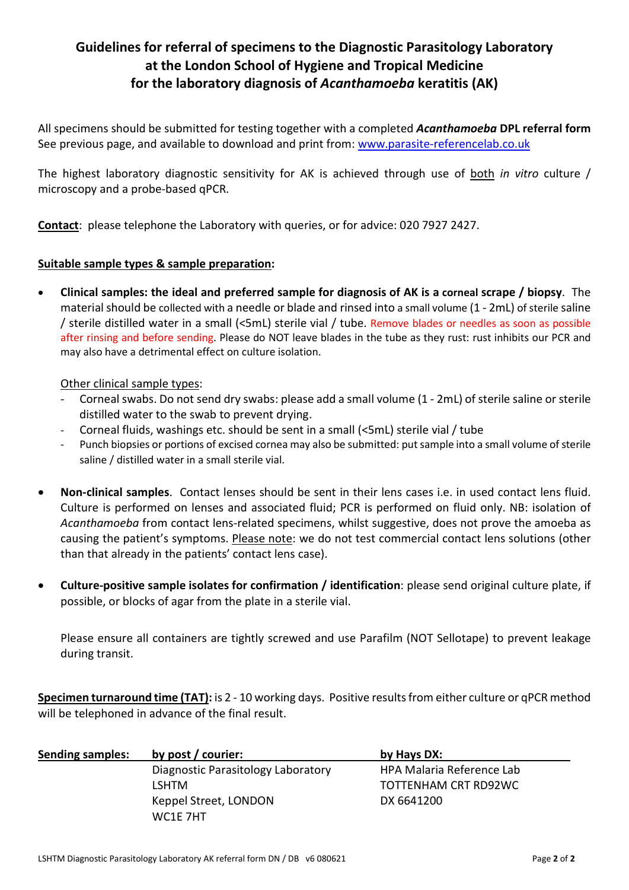# Guidelines for referral of specimens to the Diagnostic Parasitology Laboratory at the London School of Hygiene and Tropical Medicine for the laboratory diagnosis of *Acanthamoeba* keratitis (AK)

All specimens should be submitted for testing together with a completed ***Acanthamoeba* DPL referral form** See previous page, and available to download and print from: www.parasite-referencelab.co.uk

The highest laboratory diagnostic sensitivity for AK is achieved through use of both *in vitro* culture / microscopy and a probe-based qPCR.

**Contact**: please telephone the Laboratory with queries, or for advice: 020 7927 2427.

**Suitable sample types & sample preparation:**

- **Clinical samples: the ideal and preferred sample for diagnosis of AK is a corneal scrape / biopsy**. The material should be collected with a needle or blade and rinsed into a small volume (1 - 2mL) of sterile saline / sterile distilled water in a small (<5mL) sterile vial / tube. Remove blades or needles as soon as possible after rinsing and before sending. Please do NOT leave blades in the tube as they rust: rust inhibits our PCR and may also have a detrimental effect on culture isolation.

  Other clinical sample types:
  - Corneal swabs. Do not send dry swabs: please add a small volume (1 - 2mL) of sterile saline or sterile distilled water to the swab to prevent drying.
  - Corneal fluids, washings etc. should be sent in a small (<5mL) sterile vial / tube
  - Punch biopsies or portions of excised cornea may also be submitted: put sample into a small volume of sterile saline / distilled water in a small sterile vial.

- **Non-clinical samples**. Contact lenses should be sent in their lens cases i.e. in used contact lens fluid. Culture is performed on lenses and associated fluid; PCR is performed on fluid only. NB: isolation of *Acanthamoeba* from contact lens-related specimens, whilst suggestive, does not prove the amoeba as causing the patient's symptoms. Please note: we do not test commercial contact lens solutions (other than that already in the patients' contact lens case).

- **Culture-positive sample isolates for confirmation / identification**: please send original culture plate, if possible, or blocks of agar from the plate in a sterile vial.

  Please ensure all containers are tightly screwed and use Parafilm (NOT Sellotape) to prevent leakage during transit.

**Specimen turnaround time (TAT):** is 2 - 10 working days. Positive results from either culture or qPCR method will be telephoned in advance of the final result.

| **Sending samples:** | **by post / courier:** | **by Hays DX:** |
|---|---|---|
| | Diagnostic Parasitology Laboratory | HPA Malaria Reference Lab |
| | LSHTM | TOTTENHAM CRT RD92WC |
| | Keppel Street, LONDON | DX 6641200 |
| | WC1E 7HT | |